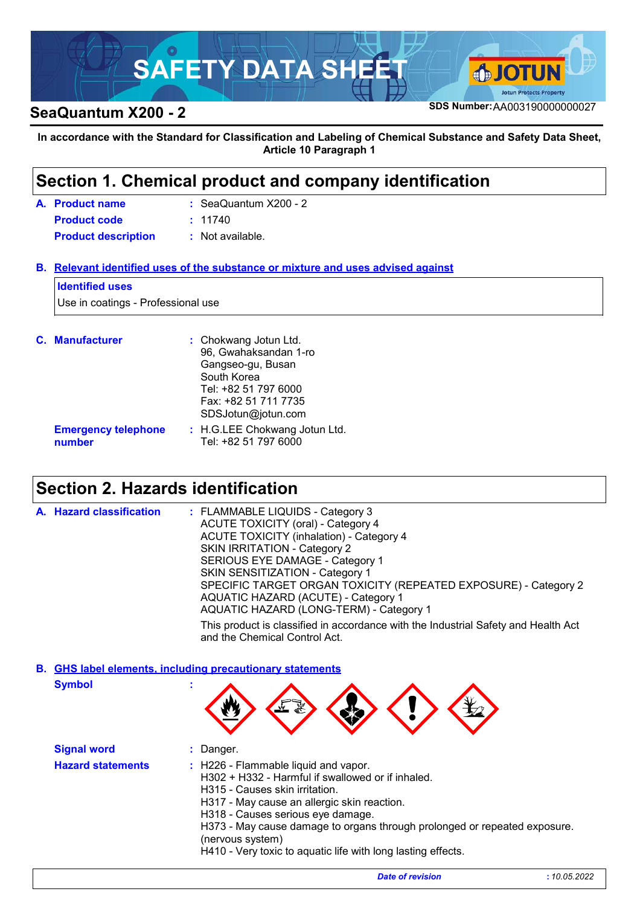# SAFETY DATA SHEET

**SeaQuantum X200 - 2**

**SDS Number:** AA003190000000027

**In accordance with the Standard for Classification and Labeling of Chemical Substance and Safety Data Sheet, Article 10 Paragraph 1**

## Section 1. Chemical product and company identification

**A. Product name** : SeaQuantum X200 - 2

**Product code** : 11740

**Product description** : Not available.

**B. Relevant identified uses of the substance or mixture and uses advised against**

**Identified uses**

Use in coatings - Professional use

**C. Manufacturer** : Chokwang Jotun Ltd.
96, Gwahaksandan 1-ro
Gangseo-gu, Busan
South Korea
Tel: +82 51 797 6000
Fax: +82 51 711 7735
SDSJotun@jotun.com

**Emergency telephone number** : H.G.LEE Chokwang Jotun Ltd.
Tel: +82 51 797 6000

## Section 2. Hazards identification

**A. Hazard classification** : FLAMMABLE LIQUIDS - Category 3
ACUTE TOXICITY (oral) - Category 4
ACUTE TOXICITY (inhalation) - Category 4
SKIN IRRITATION - Category 2
SERIOUS EYE DAMAGE - Category 1
SKIN SENSITIZATION - Category 1
SPECIFIC TARGET ORGAN TOXICITY (REPEATED EXPOSURE) - Category 2
AQUATIC HAZARD (ACUTE) - Category 1
AQUATIC HAZARD (LONG-TERM) - Category 1

This product is classified in accordance with the Industrial Safety and Health Act and the Chemical Control Act.

**B. GHS label elements, including precautionary statements**

**Symbol** :

**Signal word** : Danger.

**Hazard statements** : H226 - Flammable liquid and vapor.
H302 + H332 - Harmful if swallowed or if inhaled.
H315 - Causes skin irritation.
H317 - May cause an allergic skin reaction.
H318 - Causes serious eye damage.
H373 - May cause damage to organs through prolonged or repeated exposure. (nervous system)
H410 - Very toxic to aquatic life with long lasting effects.

*Date of revision* : 10.05.2022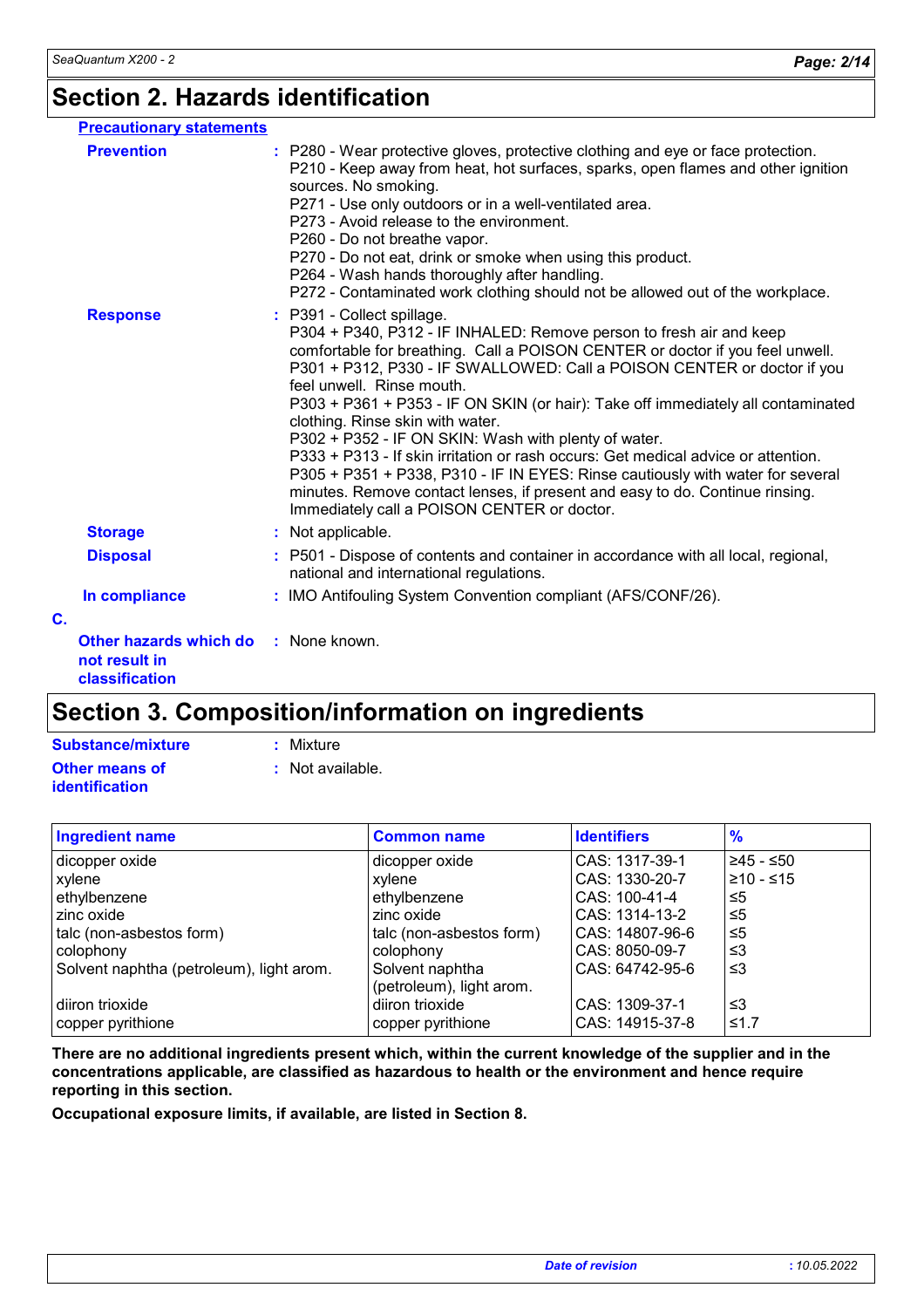## Section 2. Hazards identification

**Precautionary statements**

**Prevention** : P280 - Wear protective gloves, protective clothing and eye or face protection.
P210 - Keep away from heat, hot surfaces, sparks, open flames and other ignition sources. No smoking.
P271 - Use only outdoors or in a well-ventilated area.
P273 - Avoid release to the environment.
P260 - Do not breathe vapor.
P270 - Do not eat, drink or smoke when using this product.
P264 - Wash hands thoroughly after handling.
P272 - Contaminated work clothing should not be allowed out of the workplace.

**Response** : P391 - Collect spillage.
P304 + P340, P312 - IF INHALED: Remove person to fresh air and keep comfortable for breathing. Call a POISON CENTER or doctor if you feel unwell.
P301 + P312, P330 - IF SWALLOWED: Call a POISON CENTER or doctor if you feel unwell. Rinse mouth.
P303 + P361 + P353 - IF ON SKIN (or hair): Take off immediately all contaminated clothing. Rinse skin with water.
P302 + P352 - IF ON SKIN: Wash with plenty of water.
P333 + P313 - If skin irritation or rash occurs: Get medical advice or attention.
P305 + P351 + P338, P310 - IF IN EYES: Rinse cautiously with water for several minutes. Remove contact lenses, if present and easy to do. Continue rinsing. Immediately call a POISON CENTER or doctor.

**Storage** : Not applicable.

**Disposal** : P501 - Dispose of contents and container in accordance with all local, regional, national and international regulations.

**In compliance** : IMO Antifouling System Convention compliant (AFS/CONF/26).

**C.**

**Other hazards which do not result in classification** : None known.

## Section 3. Composition/information on ingredients

**Substance/mixture** : Mixture

**Other means of identification** : Not available.

| Ingredient name | Common name | Identifiers | % |
|---|---|---|---|
| dicopper oxide | dicopper oxide | CAS: 1317-39-1 | ≥45 - ≤50 |
| xylene | xylene | CAS: 1330-20-7 | ≥10 - ≤15 |
| ethylbenzene | ethylbenzene | CAS: 100-41-4 | ≤5 |
| zinc oxide | zinc oxide | CAS: 1314-13-2 | ≤5 |
| talc (non-asbestos form) | talc (non-asbestos form) | CAS: 14807-96-6 | ≤5 |
| colophony | colophony | CAS: 8050-09-7 | ≤3 |
| Solvent naphtha (petroleum), light arom. | Solvent naphtha (petroleum), light arom. | CAS: 64742-95-6 | ≤3 |
| diiron trioxide | diiron trioxide | CAS: 1309-37-1 | ≤3 |
| copper pyrithione | copper pyrithione | CAS: 14915-37-8 | ≤1.7 |

**There are no additional ingredients present which, within the current knowledge of the supplier and in the concentrations applicable, are classified as hazardous to health or the environment and hence require reporting in this section.**

**Occupational exposure limits, if available, are listed in Section 8.**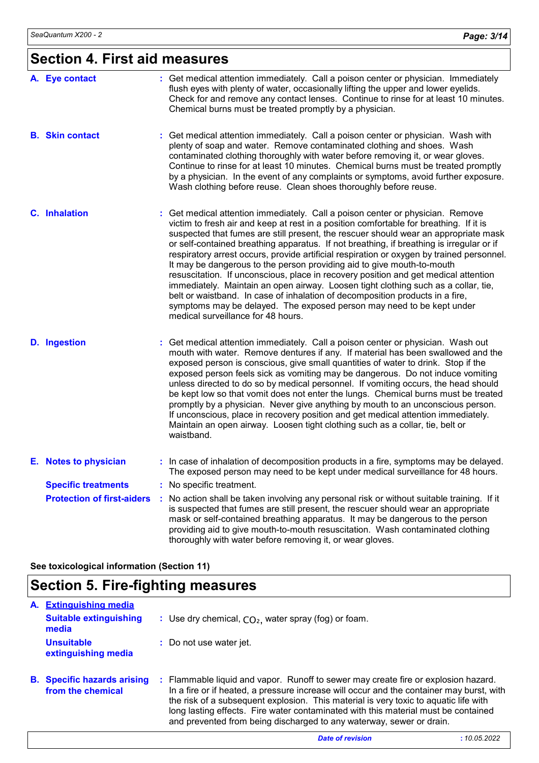## Section 4. First aid measures

**A. Eye contact** : Get medical attention immediately. Call a poison center or physician. Immediately flush eyes with plenty of water, occasionally lifting the upper and lower eyelids. Check for and remove any contact lenses. Continue to rinse for at least 10 minutes. Chemical burns must be treated promptly by a physician.

**B. Skin contact** : Get medical attention immediately. Call a poison center or physician. Wash with plenty of soap and water. Remove contaminated clothing and shoes. Wash contaminated clothing thoroughly with water before removing it, or wear gloves. Continue to rinse for at least 10 minutes. Chemical burns must be treated promptly by a physician. In the event of any complaints or symptoms, avoid further exposure. Wash clothing before reuse. Clean shoes thoroughly before reuse.

**C. Inhalation** : Get medical attention immediately. Call a poison center or physician. Remove victim to fresh air and keep at rest in a position comfortable for breathing. If it is suspected that fumes are still present, the rescuer should wear an appropriate mask or self-contained breathing apparatus. If not breathing, if breathing is irregular or if respiratory arrest occurs, provide artificial respiration or oxygen by trained personnel. It may be dangerous to the person providing aid to give mouth-to-mouth resuscitation. If unconscious, place in recovery position and get medical attention immediately. Maintain an open airway. Loosen tight clothing such as a collar, tie, belt or waistband. In case of inhalation of decomposition products in a fire, symptoms may be delayed. The exposed person may need to be kept under medical surveillance for 48 hours.

**D. Ingestion** : Get medical attention immediately. Call a poison center or physician. Wash out mouth with water. Remove dentures if any. If material has been swallowed and the exposed person is conscious, give small quantities of water to drink. Stop if the exposed person feels sick as vomiting may be dangerous. Do not induce vomiting unless directed to do so by medical personnel. If vomiting occurs, the head should be kept low so that vomit does not enter the lungs. Chemical burns must be treated promptly by a physician. Never give anything by mouth to an unconscious person. If unconscious, place in recovery position and get medical attention immediately. Maintain an open airway. Loosen tight clothing such as a collar, tie, belt or waistband.

**E. Notes to physician** : In case of inhalation of decomposition products in a fire, symptoms may be delayed. The exposed person may need to be kept under medical surveillance for 48 hours.

**Specific treatments** : No specific treatment.

**Protection of first-aiders** : No action shall be taken involving any personal risk or without suitable training. If it is suspected that fumes are still present, the rescuer should wear an appropriate mask or self-contained breathing apparatus. It may be dangerous to the person providing aid to give mouth-to-mouth resuscitation. Wash contaminated clothing thoroughly with water before removing it, or wear gloves.

**See toxicological information (Section 11)**

## Section 5. Fire-fighting measures

**A. Extinguishing media**

**Suitable extinguishing media** : Use dry chemical, $CO_2$, water spray (fog) or foam.

**Unsuitable extinguishing media** : Do not use water jet.

**B. Specific hazards arising from the chemical** : Flammable liquid and vapor. Runoff to sewer may create fire or explosion hazard. In a fire or if heated, a pressure increase will occur and the container may burst, with the risk of a subsequent explosion. This material is very toxic to aquatic life with long lasting effects. Fire water contaminated with this material must be contained and prevented from being discharged to any waterway, sewer or drain.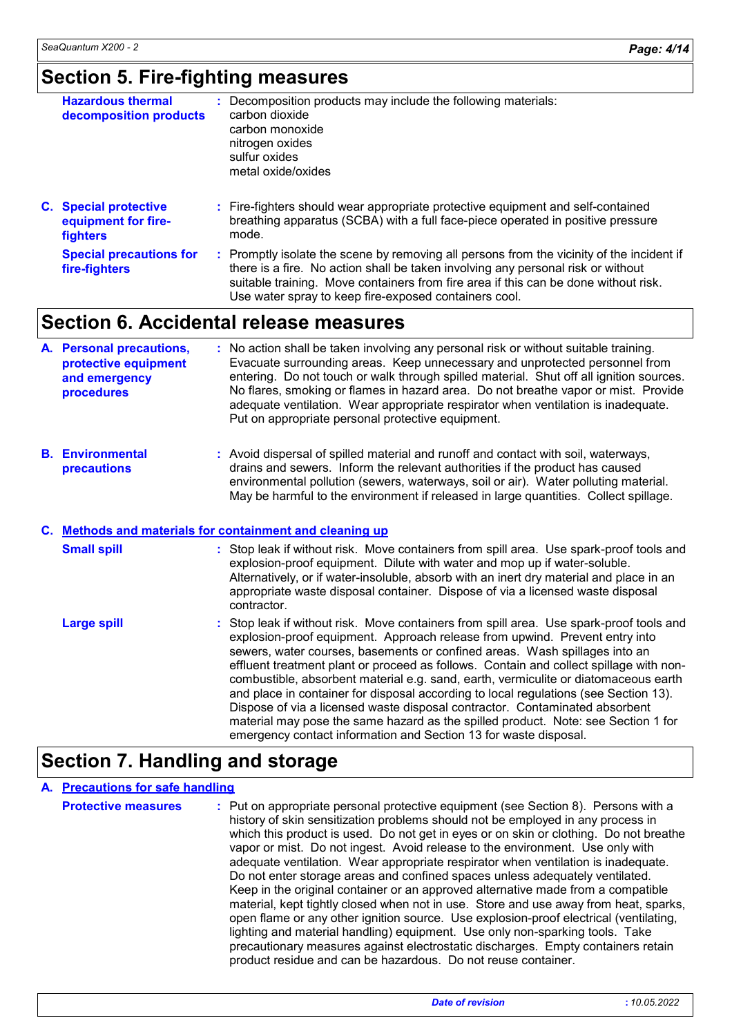## Section 5. Fire-fighting measures

**Hazardous thermal decomposition products** : Decomposition products may include the following materials:
carbon dioxide
carbon monoxide
nitrogen oxides
sulfur oxides
metal oxide/oxides

**C. Special protective equipment for fire-fighters** : Fire-fighters should wear appropriate protective equipment and self-contained breathing apparatus (SCBA) with a full face-piece operated in positive pressure mode.

**Special precautions for fire-fighters** : Promptly isolate the scene by removing all persons from the vicinity of the incident if there is a fire. No action shall be taken involving any personal risk or without suitable training. Move containers from fire area if this can be done without risk. Use water spray to keep fire-exposed containers cool.

## Section 6. Accidental release measures

**A. Personal precautions, protective equipment and emergency procedures** : No action shall be taken involving any personal risk or without suitable training. Evacuate surrounding areas. Keep unnecessary and unprotected personnel from entering. Do not touch or walk through spilled material. Shut off all ignition sources. No flares, smoking or flames in hazard area. Do not breathe vapor or mist. Provide adequate ventilation. Wear appropriate respirator when ventilation is inadequate. Put on appropriate personal protective equipment.

**B. Environmental precautions** : Avoid dispersal of spilled material and runoff and contact with soil, waterways, drains and sewers. Inform the relevant authorities if the product has caused environmental pollution (sewers, waterways, soil or air). Water polluting material. May be harmful to the environment if released in large quantities. Collect spillage.

### C. Methods and materials for containment and cleaning up

**Small spill** : Stop leak if without risk. Move containers from spill area. Use spark-proof tools and explosion-proof equipment. Dilute with water and mop up if water-soluble. Alternatively, or if water-insoluble, absorb with an inert dry material and place in an appropriate waste disposal container. Dispose of via a licensed waste disposal contractor.

**Large spill** : Stop leak if without risk. Move containers from spill area. Use spark-proof tools and explosion-proof equipment. Approach release from upwind. Prevent entry into sewers, water courses, basements or confined areas. Wash spillages into an effluent treatment plant or proceed as follows. Contain and collect spillage with non-combustible, absorbent material e.g. sand, earth, vermiculite or diatomaceous earth and place in container for disposal according to local regulations (see Section 13). Dispose of via a licensed waste disposal contractor. Contaminated absorbent material may pose the same hazard as the spilled product. Note: see Section 1 for emergency contact information and Section 13 for waste disposal.

## Section 7. Handling and storage

### A. Precautions for safe handling

**Protective measures** : Put on appropriate personal protective equipment (see Section 8). Persons with a history of skin sensitization problems should not be employed in any process in which this product is used. Do not get in eyes or on skin or clothing. Do not breathe vapor or mist. Do not ingest. Avoid release to the environment. Use only with adequate ventilation. Wear appropriate respirator when ventilation is inadequate. Do not enter storage areas and confined spaces unless adequately ventilated. Keep in the original container or an approved alternative made from a compatible material, kept tightly closed when not in use. Store and use away from heat, sparks, open flame or any other ignition source. Use explosion-proof electrical (ventilating, lighting and material handling) equipment. Use only non-sparking tools. Take precautionary measures against electrostatic discharges. Empty containers retain product residue and can be hazardous. Do not reuse container.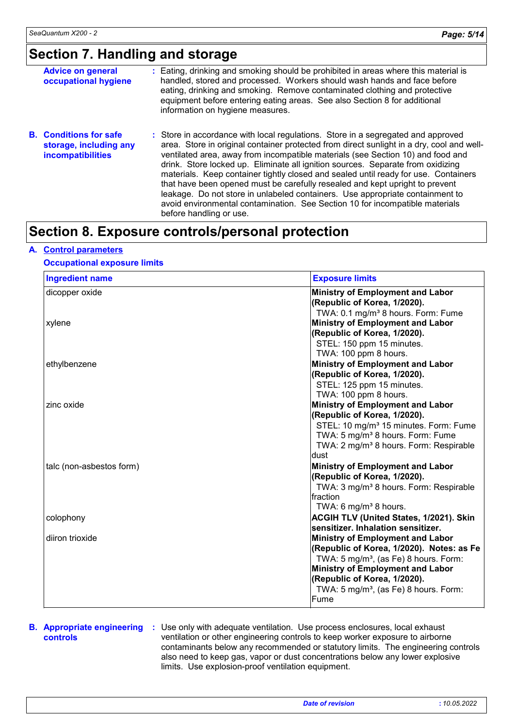## Section 7. Handling and storage

**Advice on general occupational hygiene** : Eating, drinking and smoking should be prohibited in areas where this material is handled, stored and processed. Workers should wash hands and face before eating, drinking and smoking. Remove contaminated clothing and protective equipment before entering eating areas. See also Section 8 for additional information on hygiene measures.

**B. Conditions for safe storage, including any incompatibilities** : Store in accordance with local regulations. Store in a segregated and approved area. Store in original container protected from direct sunlight in a dry, cool and well-ventilated area, away from incompatible materials (see Section 10) and food and drink. Store locked up. Eliminate all ignition sources. Separate from oxidizing materials. Keep container tightly closed and sealed until ready for use. Containers that have been opened must be carefully resealed and kept upright to prevent leakage. Do not store in unlabeled containers. Use appropriate containment to avoid environmental contamination. See Section 10 for incompatible materials before handling or use.

## Section 8. Exposure controls/personal protection

**A. Control parameters**

**Occupational exposure limits**

| Ingredient name | Exposure limits |
|---|---|
| dicopper oxide | **Ministry of Employment and Labor (Republic of Korea, 1/2020).**<br>TWA: 0.1 mg/m³ 8 hours. Form: Fume |
| xylene | **Ministry of Employment and Labor (Republic of Korea, 1/2020).**<br>STEL: 150 ppm 15 minutes.<br>TWA: 100 ppm 8 hours. |
| ethylbenzene | **Ministry of Employment and Labor (Republic of Korea, 1/2020).**<br>STEL: 125 ppm 15 minutes.<br>TWA: 100 ppm 8 hours. |
| zinc oxide | **Ministry of Employment and Labor (Republic of Korea, 1/2020).**<br>STEL: 10 mg/m³ 15 minutes. Form: Fume<br>TWA: 5 mg/m³ 8 hours. Form: Fume<br>TWA: 2 mg/m³ 8 hours. Form: Respirable dust |
| talc (non-asbestos form) | **Ministry of Employment and Labor (Republic of Korea, 1/2020).**<br>TWA: 3 mg/m³ 8 hours. Form: Respirable fraction<br>TWA: 6 mg/m³ 8 hours. |
| colophony | **ACGIH TLV (United States, 1/2021). Skin sensitizer. Inhalation sensitizer.** |
| diiron trioxide | **Ministry of Employment and Labor (Republic of Korea, 1/2020). Notes: as Fe**<br>TWA: 5 mg/m³, (as Fe) 8 hours. Form:<br>**Ministry of Employment and Labor (Republic of Korea, 1/2020).**<br>TWA: 5 mg/m³, (as Fe) 8 hours. Form: Fume |

**B. Appropriate engineering controls** : Use only with adequate ventilation. Use process enclosures, local exhaust ventilation or other engineering controls to keep worker exposure to airborne contaminants below any recommended or statutory limits. The engineering controls also need to keep gas, vapor or dust concentrations below any lower explosive limits. Use explosion-proof ventilation equipment.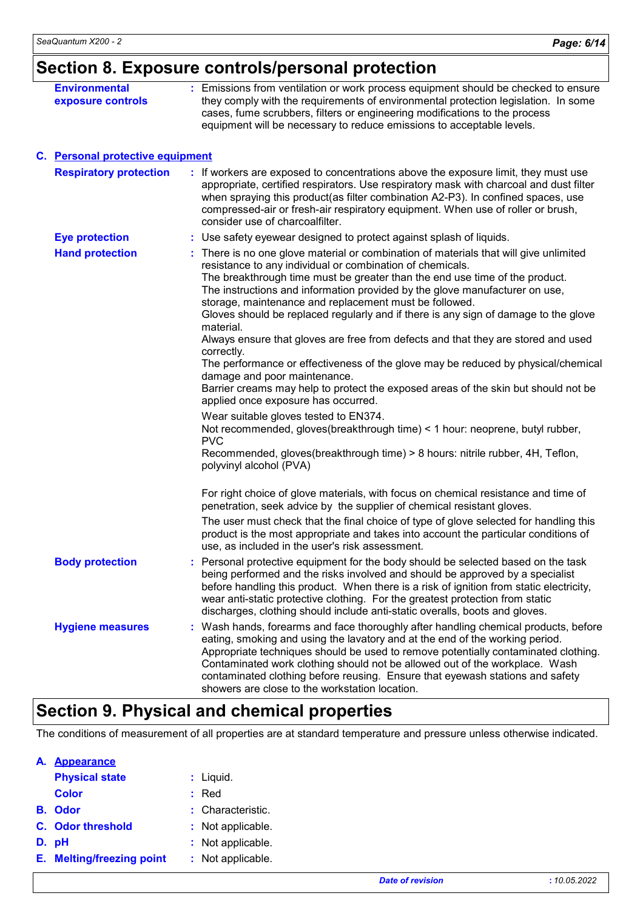## Section 8. Exposure controls/personal protection

**Environmental exposure controls** : Emissions from ventilation or work process equipment should be checked to ensure they comply with the requirements of environmental protection legislation. In some cases, fume scrubbers, filters or engineering modifications to the process equipment will be necessary to reduce emissions to acceptable levels.

### C. Personal protective equipment

**Respiratory protection** : If workers are exposed to concentrations above the exposure limit, they must use appropriate, certified respirators. Use respiratory mask with charcoal and dust filter when spraying this product(as filter combination A2-P3). In confined spaces, use compressed-air or fresh-air respiratory equipment. When use of roller or brush, consider use of charcoalfilter.

**Eye protection** : Use safety eyewear designed to protect against splash of liquids.

**Hand protection** : There is no one glove material or combination of materials that will give unlimited resistance to any individual or combination of chemicals.
The breakthrough time must be greater than the end use time of the product.
The instructions and information provided by the glove manufacturer on use, storage, maintenance and replacement must be followed.
Gloves should be replaced regularly and if there is any sign of damage to the glove material.
Always ensure that gloves are free from defects and that they are stored and used correctly.
The performance or effectiveness of the glove may be reduced by physical/chemical damage and poor maintenance.
Barrier creams may help to protect the exposed areas of the skin but should not be applied once exposure has occurred.

Wear suitable gloves tested to EN374.
Not recommended, gloves(breakthrough time) < 1 hour: neoprene, butyl rubber, PVC
Recommended, gloves(breakthrough time) > 8 hours: nitrile rubber, 4H, Teflon, polyvinyl alcohol (PVA)

For right choice of glove materials, with focus on chemical resistance and time of penetration, seek advice by the supplier of chemical resistant gloves.

The user must check that the final choice of type of glove selected for handling this product is the most appropriate and takes into account the particular conditions of use, as included in the user's risk assessment.

**Body protection** : Personal protective equipment for the body should be selected based on the task being performed and the risks involved and should be approved by a specialist before handling this product. When there is a risk of ignition from static electricity, wear anti-static protective clothing. For the greatest protection from static discharges, clothing should include anti-static overalls, boots and gloves.

**Hygiene measures** : Wash hands, forearms and face thoroughly after handling chemical products, before eating, smoking and using the lavatory and at the end of the working period. Appropriate techniques should be used to remove potentially contaminated clothing. Contaminated work clothing should not be allowed out of the workplace. Wash contaminated clothing before reusing. Ensure that eyewash stations and safety showers are close to the workstation location.

## Section 9. Physical and chemical properties

The conditions of measurement of all properties are at standard temperature and pressure unless otherwise indicated.

### A. Appearance

**Physical state** : Liquid.

**Color** : Red

**B. Odor** : Characteristic.

**C. Odor threshold** : Not applicable.

**D. pH** : Not applicable.

**E. Melting/freezing point** : Not applicable.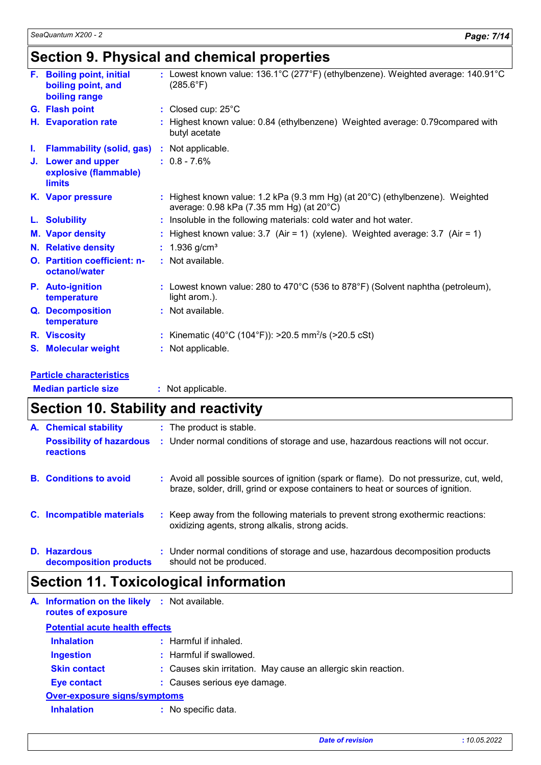## Section 9. Physical and chemical properties

| | | |
|---|---|---|
| **F. Boiling point, initial boiling point, and boiling range** | : | Lowest known value: 136.1°C (277°F) (ethylbenzene). Weighted average: 140.91°C (285.6°F) |
| **G. Flash point** | : | Closed cup: 25°C |
| **H. Evaporation rate** | : | Highest known value: 0.84 (ethylbenzene) Weighted average: 0.79compared with butyl acetate |
| **I. Flammability (solid, gas)** | : | Not applicable. |
| **J. Lower and upper explosive (flammable) limits** | : | 0.8 - 7.6% |
| **K. Vapor pressure** | : | Highest known value: 1.2 kPa (9.3 mm Hg) (at 20°C) (ethylbenzene). Weighted average: 0.98 kPa (7.35 mm Hg) (at 20°C) |
| **L. Solubility** | : | Insoluble in the following materials: cold water and hot water. |
| **M. Vapor density** | : | Highest known value: 3.7 (Air = 1) (xylene). Weighted average: 3.7 (Air = 1) |
| **N. Relative density** | : | 1.936 g/cm³ |
| **O. Partition coefficient: n-octanol/water** | : | Not available. |
| **P. Auto-ignition temperature** | : | Lowest known value: 280 to 470°C (536 to 878°F) (Solvent naphtha (petroleum), light arom.). |
| **Q. Decomposition temperature** | : | Not available. |
| **R. Viscosity** | : | Kinematic (40°C (104°F)): >20.5 $mm^2$/s (>20.5 cSt) |
| **S. Molecular weight** | : | Not applicable. |

**Particle characteristics**

**Median particle size** : Not applicable.

## Section 10. Stability and reactivity

| | | |
|---|---|---|
| **A. Chemical stability** | : | The product is stable. |
| **Possibility of hazardous reactions** | : | Under normal conditions of storage and use, hazardous reactions will not occur. |
| **B. Conditions to avoid** | : | Avoid all possible sources of ignition (spark or flame). Do not pressurize, cut, weld, braze, solder, drill, grind or expose containers to heat or sources of ignition. |
| **C. Incompatible materials** | : | Keep away from the following materials to prevent strong exothermic reactions: oxidizing agents, strong alkalis, strong acids. |
| **D. Hazardous decomposition products** | : | Under normal conditions of storage and use, hazardous decomposition products should not be produced. |

## Section 11. Toxicological information

**A. Information on the likely routes of exposure** : Not available.

**Potential acute health effects**

| | | |
|---|---|---|
| **Inhalation** | : | Harmful if inhaled. |
| **Ingestion** | : | Harmful if swallowed. |
| **Skin contact** | : | Causes skin irritation. May cause an allergic skin reaction. |
| **Eye contact** | : | Causes serious eye damage. |

**Over-exposure signs/symptoms**

| | | |
|---|---|---|
| **Inhalation** | : | No specific data. |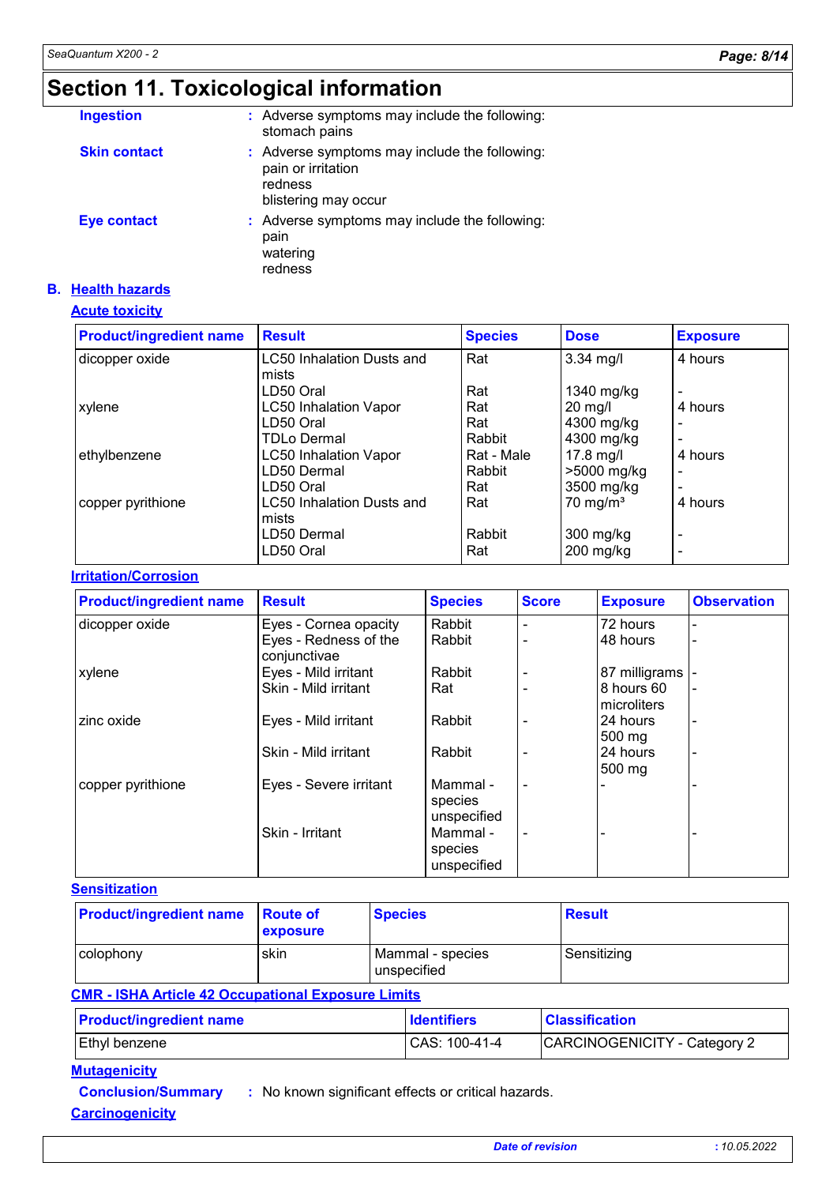# Section 11. Toxicological information

**Ingestion** : Adverse symptoms may include the following:
stomach pains

**Skin contact** : Adverse symptoms may include the following:
pain or irritation
redness
blistering may occur

**Eye contact** : Adverse symptoms may include the following:
pain
watering
redness

## B. Health hazards

### Acute toxicity

| Product/ingredient name | Result | Species | Dose | Exposure |
|---|---|---|---|---|
| dicopper oxide | LC50 Inhalation Dusts and mists | Rat | 3.34 mg/l | 4 hours |
| | LD50 Oral | Rat | 1340 mg/kg | - |
| xylene | LC50 Inhalation Vapor | Rat | 20 mg/l | 4 hours |
| | LD50 Oral | Rat | 4300 mg/kg | - |
| | TDLo Dermal | Rabbit | 4300 mg/kg | - |
| ethylbenzene | LC50 Inhalation Vapor | Rat - Male | 17.8 mg/l | 4 hours |
| | LD50 Dermal | Rabbit | >5000 mg/kg | - |
| | LD50 Oral | Rat | 3500 mg/kg | - |
| copper pyrithione | LC50 Inhalation Dusts and mists | Rat | 70 mg/m³ | 4 hours |
| | LD50 Dermal | Rabbit | 300 mg/kg | - |
| | LD50 Oral | Rat | 200 mg/kg | - |

### Irritation/Corrosion

| Product/ingredient name | Result | Species | Score | Exposure | Observation |
|---|---|---|---|---|---|
| dicopper oxide | Eyes - Cornea opacity | Rabbit | - | 72 hours | - |
| | Eyes - Redness of the conjunctivae | Rabbit | - | 48 hours | - |
| xylene | Eyes - Mild irritant | Rabbit | - | 87 milligrams | - |
| | Skin - Mild irritant | Rat | - | 8 hours 60 microliters | - |
| zinc oxide | Eyes - Mild irritant | Rabbit | - | 24 hours 500 mg | - |
| | Skin - Mild irritant | Rabbit | - | 24 hours 500 mg | - |
| copper pyrithione | Eyes - Severe irritant | Mammal - species unspecified | - | - | - |
| | Skin - Irritant | Mammal - species unspecified | - | - | - |

### Sensitization

| Product/ingredient name | Route of exposure | Species | Result |
|---|---|---|---|
| colophony | skin | Mammal - species unspecified | Sensitizing |

### CMR - ISHA Article 42 Occupational Exposure Limits

| Product/ingredient name | Identifiers | Classification |
|---|---|---|
| Ethyl benzene | CAS: 100-41-4 | CARCINOGENICITY - Category 2 |

### Mutagenicity

**Conclusion/Summary** : No known significant effects or critical hazards.

### Carcinogenicity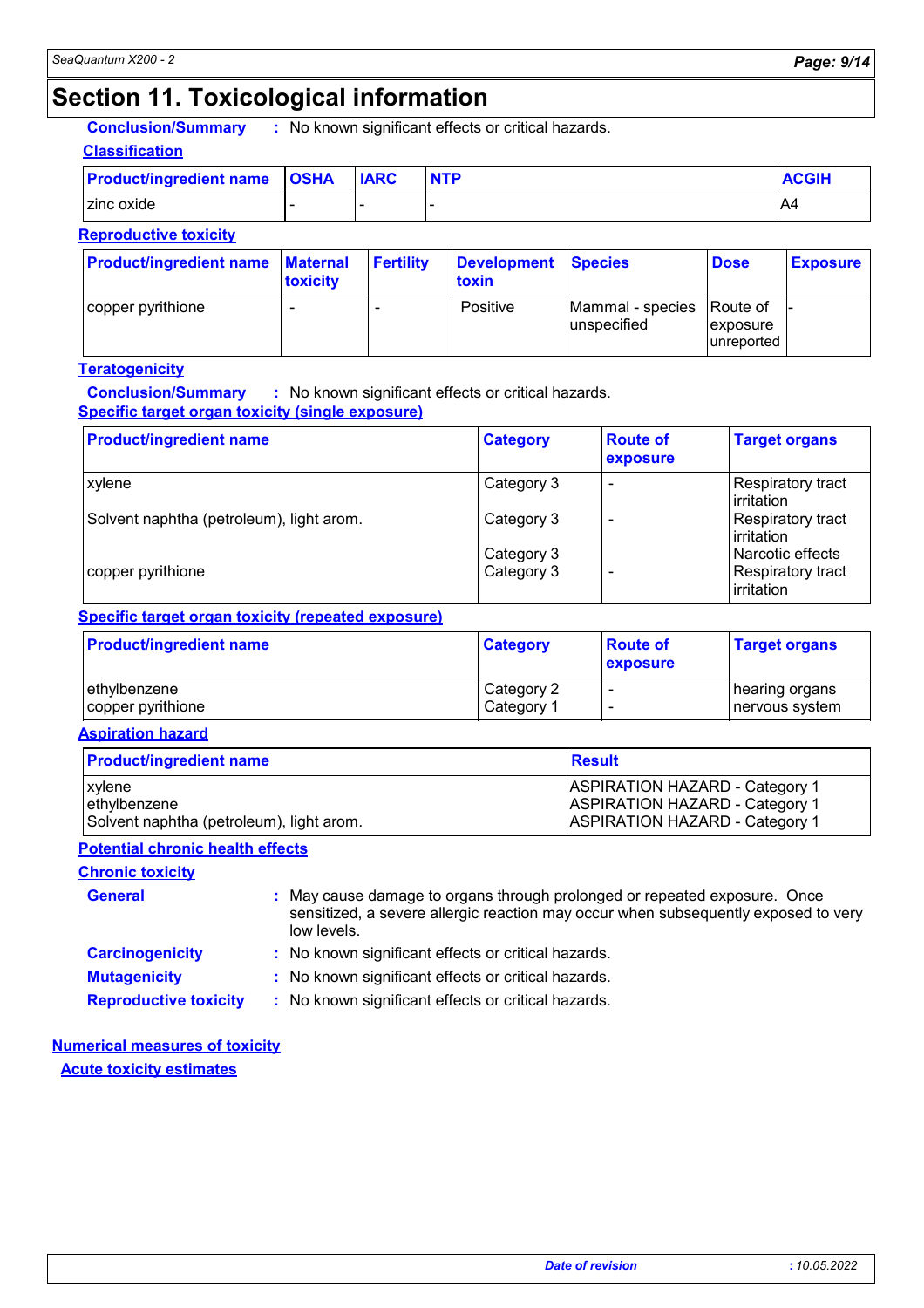# Section 11. Toxicological information

**Conclusion/Summary** : No known significant effects or critical hazards.

**Classification**

| Product/ingredient name | OSHA | IARC | NTP | ACGIH |
|---|---|---|---|---|
| zinc oxide | - | - | - | A4 |

**Reproductive toxicity**

| Product/ingredient name | Maternal toxicity | Fertility | Development toxin | Species | Dose | Exposure |
|---|---|---|---|---|---|---|
| copper pyrithione | - | - | Positive | Mammal - species unspecified | Route of exposure unreported | - |

**Teratogenicity**

**Conclusion/Summary** : No known significant effects or critical hazards.

**Specific target organ toxicity (single exposure)**

| Product/ingredient name | Category | Route of exposure | Target organs |
|---|---|---|---|
| xylene | Category 3 | - | Respiratory tract irritation |
| Solvent naphtha (petroleum), light arom. | Category 3 | - | Respiratory tract irritation |
| | Category 3 | | Narcotic effects |
| copper pyrithione | Category 3 | - | Respiratory tract irritation |

**Specific target organ toxicity (repeated exposure)**

| Product/ingredient name | Category | Route of exposure | Target organs |
|---|---|---|---|
| ethylbenzene | Category 2 | - | hearing organs |
| copper pyrithione | Category 1 | - | nervous system |

**Aspiration hazard**

| Product/ingredient name | Result |
|---|---|
| xylene | ASPIRATION HAZARD - Category 1 |
| ethylbenzene | ASPIRATION HAZARD - Category 1 |
| Solvent naphtha (petroleum), light arom. | ASPIRATION HAZARD - Category 1 |

**Potential chronic health effects**

**Chronic toxicity**

**General** : May cause damage to organs through prolonged or repeated exposure. Once sensitized, a severe allergic reaction may occur when subsequently exposed to very low levels.

**Carcinogenicity** : No known significant effects or critical hazards.

**Mutagenicity** : No known significant effects or critical hazards.

**Reproductive toxicity** : No known significant effects or critical hazards.

**Numerical measures of toxicity**

**Acute toxicity estimates**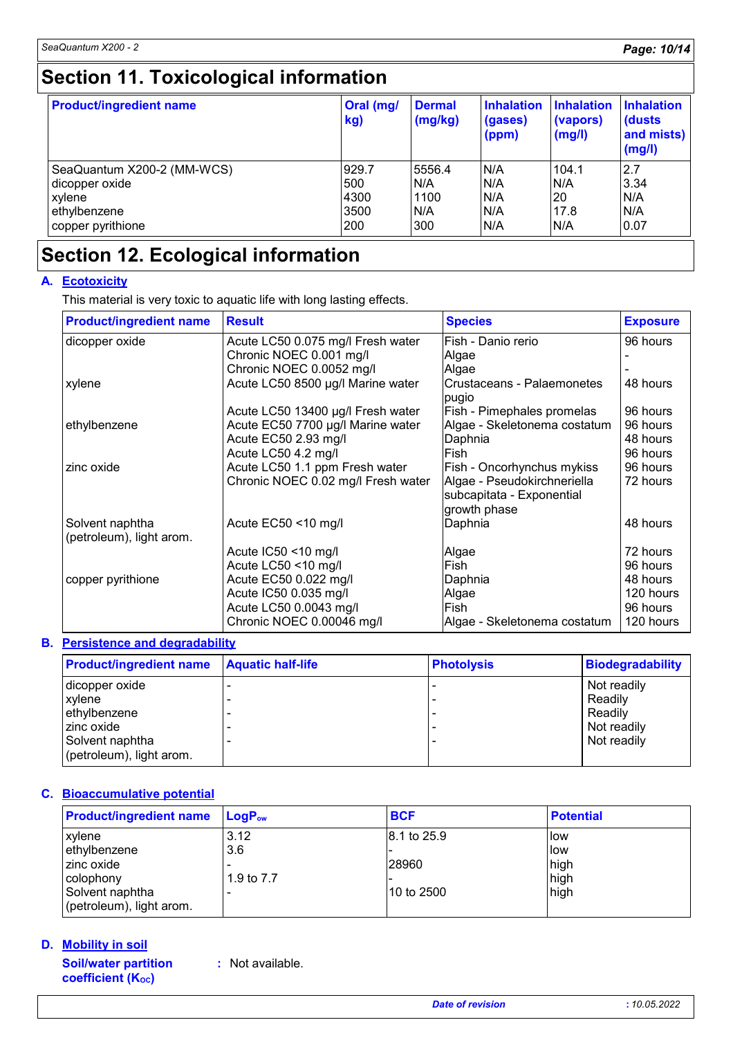# Section 11. Toxicological information

| Product/ingredient name | Oral (mg/kg) | Dermal (mg/kg) | Inhalation (gases) (ppm) | Inhalation (vapors) (mg/l) | Inhalation (dusts and mists) (mg/l) |
|---|---|---|---|---|---|
| SeaQuantum X200-2 (MM-WCS) | 929.7 | 5556.4 | N/A | 104.1 | 2.7 |
| dicopper oxide | 500 | N/A | N/A | N/A | 3.34 |
| xylene | 4300 | 1100 | N/A | 20 | N/A |
| ethylbenzene | 3500 | N/A | N/A | 17.8 | N/A |
| copper pyrithione | 200 | 300 | N/A | N/A | 0.07 |

# Section 12. Ecological information

## A. Ecotoxicity

This material is very toxic to aquatic life with long lasting effects.

| Product/ingredient name | Result | Species | Exposure |
|---|---|---|---|
| dicopper oxide | Acute LC50 0.075 mg/l Fresh water | Fish - Danio rerio | 96 hours |
| | Chronic NOEC 0.001 mg/l | Algae | - |
| | Chronic NOEC 0.0052 mg/l | Algae | - |
| xylene | Acute LC50 8500 µg/l Marine water | Crustaceans - Palaemonetes pugio | 48 hours |
| | Acute LC50 13400 µg/l Fresh water | Fish - Pimephales promelas | 96 hours |
| ethylbenzene | Acute EC50 7700 µg/l Marine water | Algae - Skeletonema costatum | 96 hours |
| | Acute EC50 2.93 mg/l | Daphnia | 48 hours |
| | Acute LC50 4.2 mg/l | Fish | 96 hours |
| zinc oxide | Acute LC50 1.1 ppm Fresh water | Fish - Oncorhynchus mykiss | 96 hours |
| | Chronic NOEC 0.02 mg/l Fresh water | Algae - Pseudokirchneriella subcapitata - Exponential growth phase | 72 hours |
| Solvent naphtha (petroleum), light arom. | Acute EC50 <10 mg/l | Daphnia | 48 hours |
| | Acute IC50 <10 mg/l | Algae | 72 hours |
| | Acute LC50 <10 mg/l | Fish | 96 hours |
| copper pyrithione | Acute EC50 0.022 mg/l | Daphnia | 48 hours |
| | Acute IC50 0.035 mg/l | Algae | 120 hours |
| | Acute LC50 0.0043 mg/l | Fish | 96 hours |
| | Chronic NOEC 0.00046 mg/l | Algae - Skeletonema costatum | 120 hours |

## B. Persistence and degradability

| Product/ingredient name | Aquatic half-life | Photolysis | Biodegradability |
|---|---|---|---|
| dicopper oxide | - | - | Not readily |
| xylene | - | - | Readily |
| ethylbenzene | - | - | Readily |
| zinc oxide | - | - | Not readily |
| Solvent naphtha (petroleum), light arom. | - | - | Not readily |

## C. Bioaccumulative potential

| Product/ingredient name | $LogP_{ow}$ | BCF | Potential |
|---|---|---|---|
| xylene | 3.12 | 8.1 to 25.9 | low |
| ethylbenzene | 3.6 | - | low |
| zinc oxide | - | 28960 | high |
| colophony | 1.9 to 7.7 | - | high |
| Solvent naphtha (petroleum), light arom. | - | 10 to 2500 | high |

## D. Mobility in soil

**Soil/water partition coefficient ($K_{OC}$)** : Not available.

*Date of revision* : 10.05.2022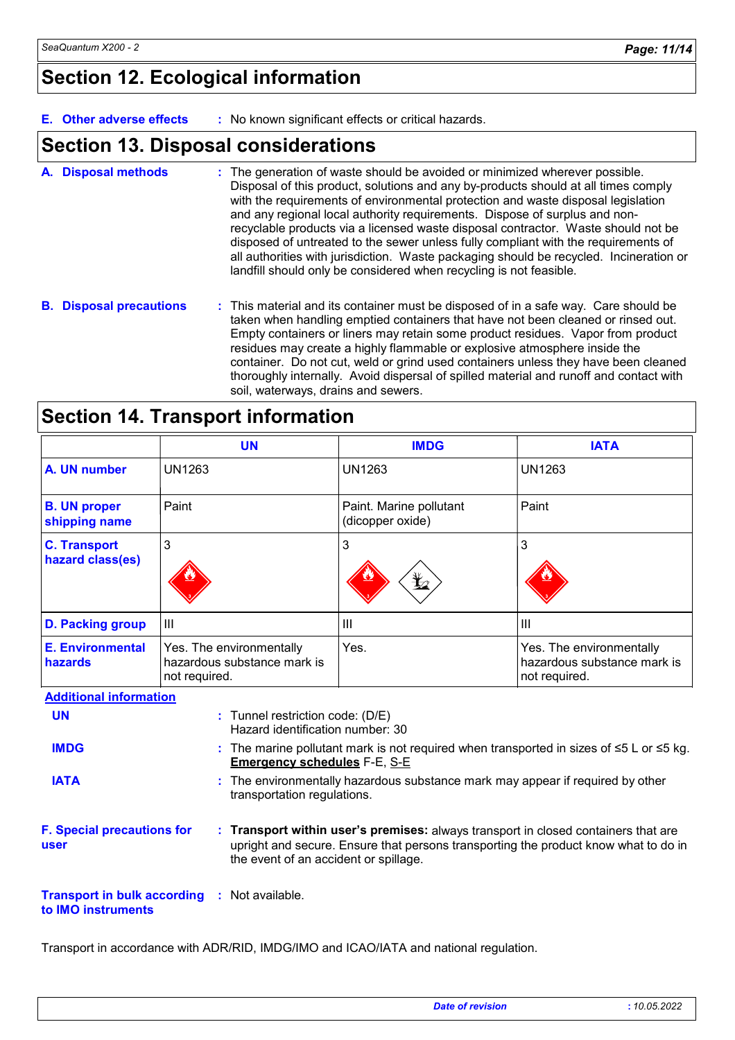## Section 12. Ecological information

**E. Other adverse effects** : No known significant effects or critical hazards.

## Section 13. Disposal considerations

**A. Disposal methods** : The generation of waste should be avoided or minimized wherever possible. Disposal of this product, solutions and any by-products should at all times comply with the requirements of environmental protection and waste disposal legislation and any regional local authority requirements. Dispose of surplus and non-recyclable products via a licensed waste disposal contractor. Waste should not be disposed of untreated to the sewer unless fully compliant with the requirements of all authorities with jurisdiction. Waste packaging should be recycled. Incineration or landfill should only be considered when recycling is not feasible.

**B. Disposal precautions** : This material and its container must be disposed of in a safe way. Care should be taken when handling emptied containers that have not been cleaned or rinsed out. Empty containers or liners may retain some product residues. Vapor from product residues may create a highly flammable or explosive atmosphere inside the container. Do not cut, weld or grind used containers unless they have been cleaned thoroughly internally. Avoid dispersal of spilled material and runoff and contact with soil, waterways, drains and sewers.

## Section 14. Transport information

| | UN | IMDG | IATA |
|---|---|---|---|
| **A. UN number** | UN1263 | UN1263 | UN1263 |
| **B. UN proper shipping name** | Paint | Paint. Marine pollutant (dicopper oxide) | Paint |
| **C. Transport hazard class(es)** | 3 | 3 | 3 |
| **D. Packing group** | III | III | III |
| **E. Environmental hazards** | Yes. The environmentally hazardous substance mark is not required. | Yes. | Yes. The environmentally hazardous substance mark is not required. |

**Additional information**

**UN** : Tunnel restriction code: (D/E)
Hazard identification number: 30

**IMDG** : The marine pollutant mark is not required when transported in sizes of ≤5 L or ≤5 kg.
**Emergency schedules** F-E, S-E

**IATA** : The environmentally hazardous substance mark may appear if required by other transportation regulations.

**F. Special precautions for user** : **Transport within user's premises:** always transport in closed containers that are upright and secure. Ensure that persons transporting the product know what to do in the event of an accident or spillage.

**Transport in bulk according to IMO instruments** : Not available.

Transport in accordance with ADR/RID, IMDG/IMO and ICAO/IATA and national regulation.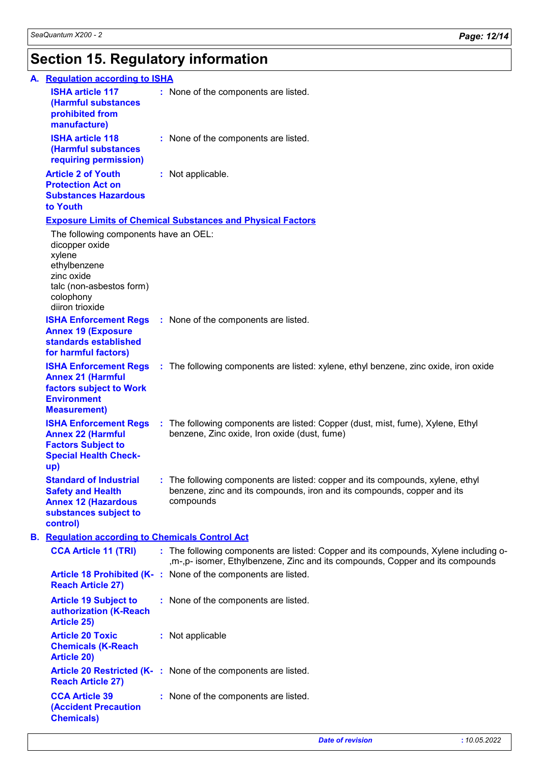# Section 15. Regulatory information

## A. Regulation according to ISHA

**ISHA article 117 (Harmful substances prohibited from manufacture)** : None of the components are listed.

**ISHA article 118 (Harmful substances requiring permission)** : None of the components are listed.

**Article 2 of Youth Protection Act on Substances Hazardous to Youth** : Not applicable.

**Exposure Limits of Chemical Substances and Physical Factors**

The following components have an OEL:
dicopper oxide
xylene
ethylbenzene
zinc oxide
talc (non-asbestos form)
colophony
diiron trioxide

**ISHA Enforcement Regs Annex 19 (Exposure standards established for harmful factors)** : None of the components are listed.

**ISHA Enforcement Regs Annex 21 (Harmful factors subject to Work Environment Measurement)** : The following components are listed: xylene, ethyl benzene, zinc oxide, iron oxide

**ISHA Enforcement Regs Annex 22 (Harmful Factors Subject to Special Health Check-up)** : The following components are listed: Copper (dust, mist, fume), Xylene, Ethyl benzene, Zinc oxide, Iron oxide (dust, fume)

**Standard of Industrial Safety and Health Annex 12 (Hazardous substances subject to control)** : The following components are listed: copper and its compounds, xylene, ethyl benzene, zinc and its compounds, iron and its compounds, copper and its compounds

## B. Regulation according to Chemicals Control Act

**CCA Article 11 (TRI)** : The following components are listed: Copper and its compounds, Xylene including o-,m-,p- isomer, Ethylbenzene, Zinc and its compounds, Copper and its compounds

**Article 18 Prohibited (K-Reach Article 27)** : None of the components are listed.

**Article 19 Subject to authorization (K-Reach Article 25)** : None of the components are listed.

**Article 20 Toxic Chemicals (K-Reach Article 20)** : Not applicable

**Article 20 Restricted (K-Reach Article 27)** : None of the components are listed.

**CCA Article 39 (Accident Precaution Chemicals)** : None of the components are listed.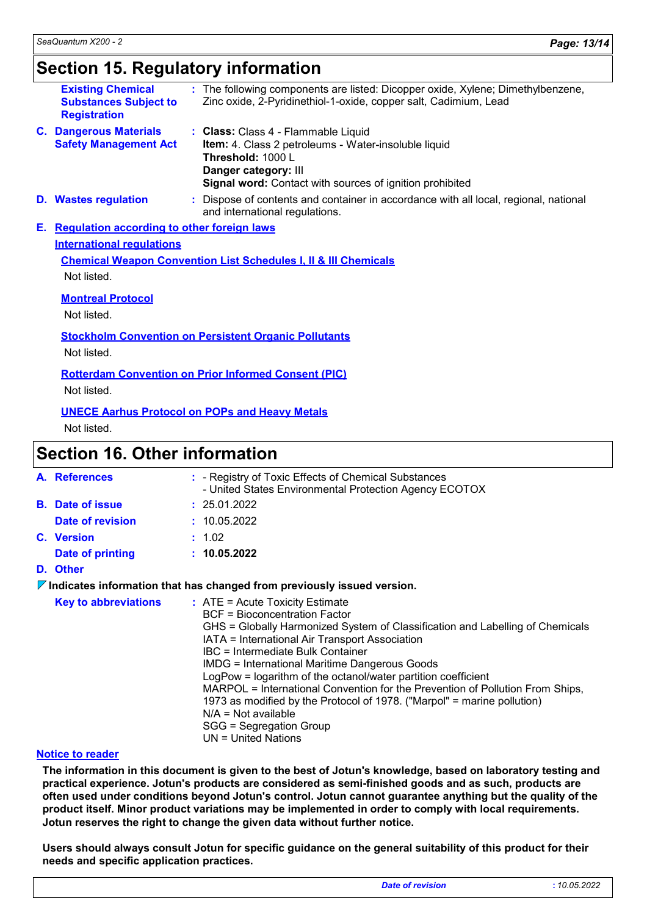## Section 15. Regulatory information

**Existing Chemical Substances Subject to Registration** : The following components are listed: Dicopper oxide, Xylene; Dimethylbenzene, Zinc oxide, 2-Pyridinethiol-1-oxide, copper salt, Cadimium, Lead

**C. Dangerous Materials Safety Management Act** : **Class:** Class 4 - Flammable Liquid
**Item:** 4. Class 2 petroleums - Water-insoluble liquid
**Threshold:** 1000 L
**Danger category:** III
**Signal word:** Contact with sources of ignition prohibited

**D. Wastes regulation** : Dispose of contents and container in accordance with all local, regional, national and international regulations.

**E. Regulation according to other foreign laws**

**International regulations**

**Chemical Weapon Convention List Schedules I, II & III Chemicals**

Not listed.

**Montreal Protocol**

Not listed.

**Stockholm Convention on Persistent Organic Pollutants**

Not listed.

**Rotterdam Convention on Prior Informed Consent (PIC)**

Not listed.

**UNECE Aarhus Protocol on POPs and Heavy Metals**

Not listed.

## Section 16. Other information

**A. References** : - Registry of Toxic Effects of Chemical Substances
- United States Environmental Protection Agency ECOTOX

**B. Date of issue** : 25.01.2022

**Date of revision** : 10.05.2022

**C. Version** : 1.02

**Date of printing** : **10.05.2022**

**D. Other**

**Indicates information that has changed from previously issued version.**

**Key to abbreviations** : ATE = Acute Toxicity Estimate
BCF = Bioconcentration Factor
GHS = Globally Harmonized System of Classification and Labelling of Chemicals
IATA = International Air Transport Association
IBC = Intermediate Bulk Container
IMDG = International Maritime Dangerous Goods
LogPow = logarithm of the octanol/water partition coefficient
MARPOL = International Convention for the Prevention of Pollution From Ships, 1973 as modified by the Protocol of 1978. ("Marpol" = marine pollution)
N/A = Not available
SGG = Segregation Group
UN = United Nations

**Notice to reader**

**The information in this document is given to the best of Jotun's knowledge, based on laboratory testing and practical experience. Jotun's products are considered as semi-finished goods and as such, products are often used under conditions beyond Jotun's control. Jotun cannot guarantee anything but the quality of the product itself. Minor product variations may be implemented in order to comply with local requirements. Jotun reserves the right to change the given data without further notice.**

**Users should always consult Jotun for specific guidance on the general suitability of this product for their needs and specific application practices.**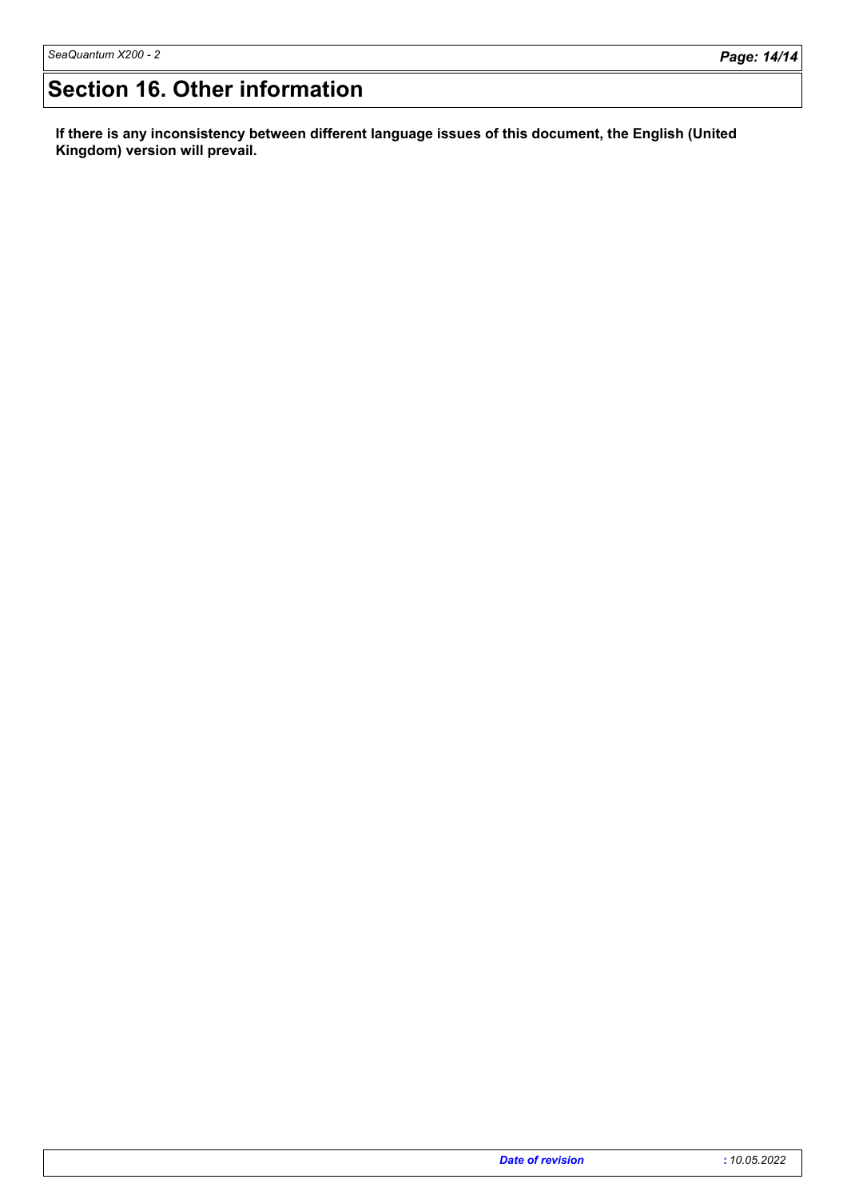# Section 16. Other information

**If there is any inconsistency between different language issues of this document, the English (United Kingdom) version will prevail.**

***Date of revision*** **:** *10.05.2022*